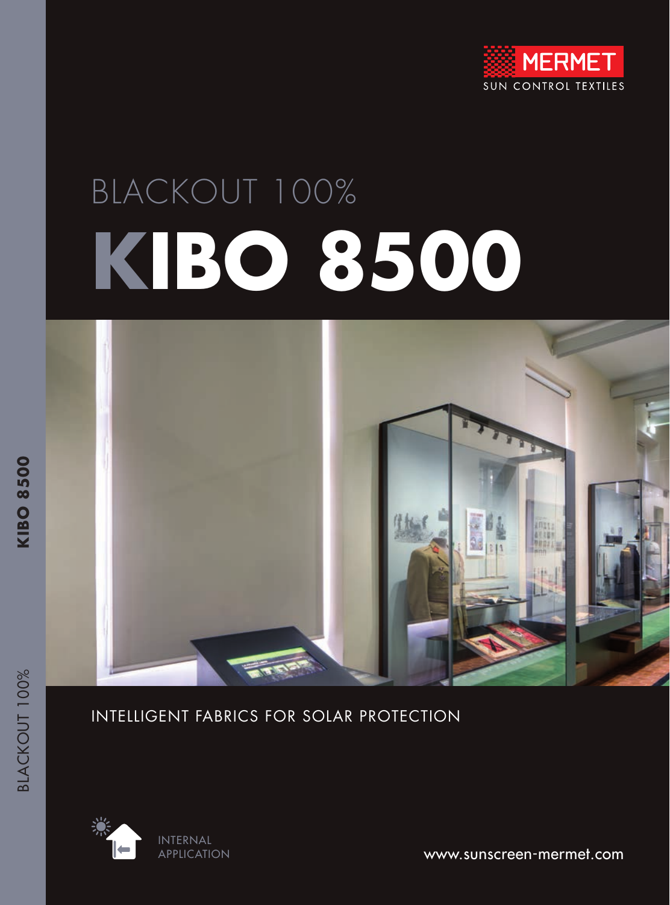MERMET

SUN CONTROL TEXTILES

# BLACKOUT 100%

# KIBO 8500

INTELLIGENT FABRICS FOR SOLAR PROTECTION

INTERNAL APPLICATION

www.sunscreen-mermet.com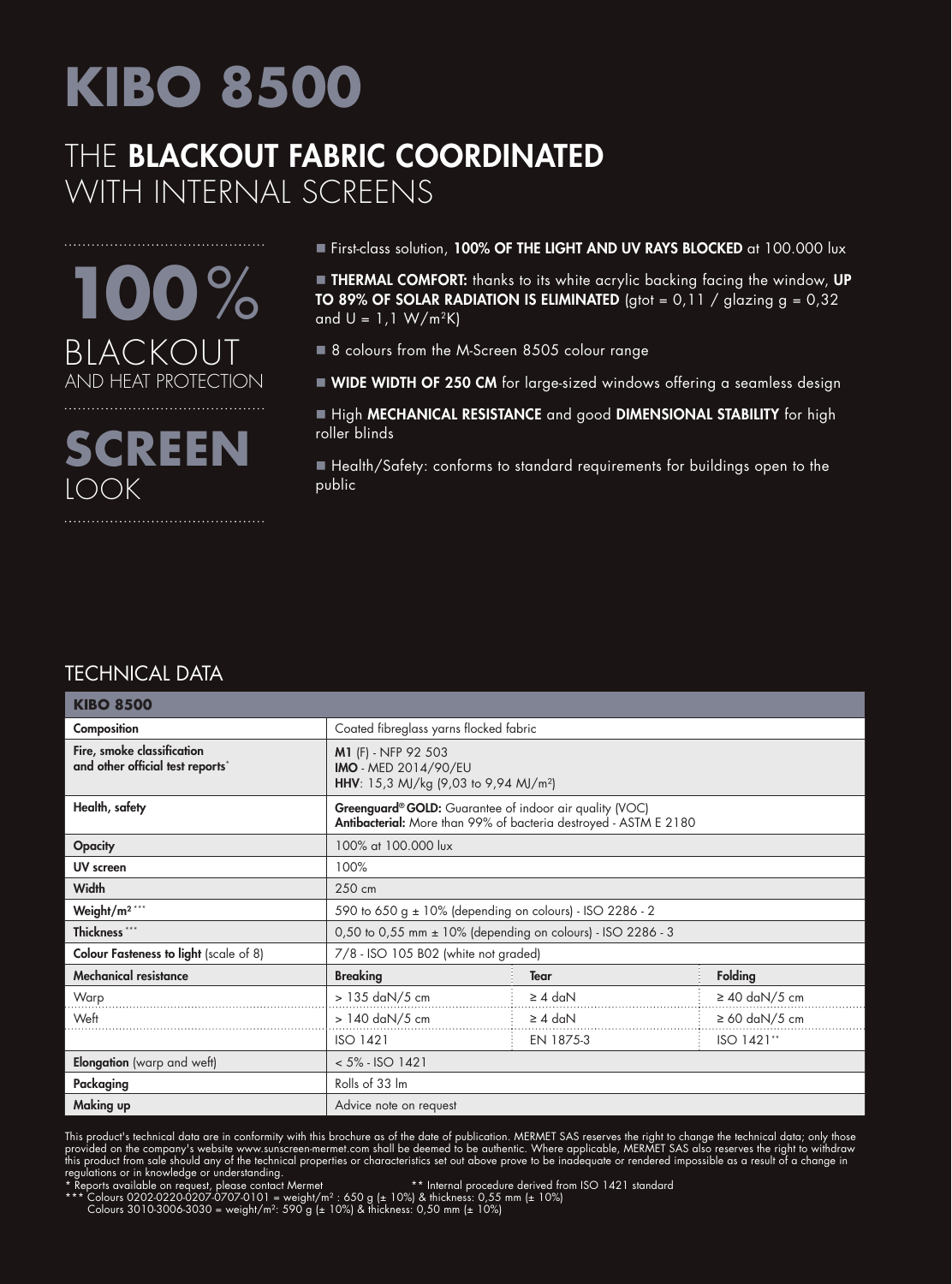# KIBO 8500

## THE **BLACKOUT FABRIC COORDINATED** WITH INTERNAL SCREENS

**100%** BLACKOUT
AND HEAT PROTECTION

**SCREEN** LOOK

- First-class solution, **100% OF THE LIGHT AND UV RAYS BLOCKED** at 100.000 lux
- **THERMAL COMFORT:** thanks to its white acrylic backing facing the window, **UP TO 89% OF SOLAR RADIATION IS ELIMINATED** (gtot = 0,11 / glazing g = 0,32 and U = 1,1 W/m²K)
- 8 colours from the M-Screen 8505 colour range
- **WIDE WIDTH OF 250 CM** for large-sized windows offering a seamless design
- High **MECHANICAL RESISTANCE** and good **DIMENSIONAL STABILITY** for high roller blinds
- Health/Safety: conforms to standard requirements for buildings open to the public

## TECHNICAL DATA

| **KIBO 8500** | | | |
|---|---|---|---|
| **Composition** | Coated fibreglass yarns flocked fabric | | |
| **Fire, smoke classification and other official test reports*** | **M1** (F) - NFP 92 503<br>**IMO** - MED 2014/90/EU<br>**HHV**: 15,3 MJ/kg (9,03 to 9,94 MJ/m²) | | |
| **Health, safety** | **Greenguard® GOLD:** Guarantee of indoor air quality (VOC)<br>**Antibacterial:** More than 99% of bacteria destroyed - ASTM E 2180 | | |
| **Opacity** | 100% at 100.000 lux | | |
| **UV screen** | 100% | | |
| **Width** | 250 cm | | |
| **Weight/m²** *** | 590 to 650 g ± 10% (depending on colours) - ISO 2286 - 2 | | |
| **Thickness** *** | 0,50 to 0,55 mm ± 10% (depending on colours) - ISO 2286 - 3 | | |
| **Colour Fasteness to light** (scale of 8) | 7/8 - ISO 105 B02 (white not graded) | | |
| **Mechanical resistance** | **Breaking** | **Tear** | **Folding** |
| Warp | > 135 daN/5 cm | ≥ 4 daN | ≥ 40 daN/5 cm |
| Weft | > 140 daN/5 cm | ≥ 4 daN | ≥ 60 daN/5 cm |
| | ISO 1421 | EN 1875-3 | ISO 1421** |
| **Elongation** (warp and weft) | < 5% - ISO 1421 | | |
| **Packaging** | Rolls of 33 lm | | |
| **Making up** | Advice note on request | | |

This product's technical data are in conformity with this brochure as of the date of publication. MERMET SAS reserves the right to change the technical data; only those provided on the company's website www.sunscreen-mermet.com shall be deemed to be authentic. Where applicable, MERMET SAS also reserves the right to withdraw this product from sale should any of the technical properties or characteristics set out above prove to be inadequate or rendered impossible as a result of a change in regulations or in knowledge or understanding.

\* Reports available on request, please contact Mermet
\*\* Internal procedure derived from ISO 1421 standard
\*\*\* Colours 0202-0220-0207-0707-0101 = weight/m² : 650 g (± 10%) & thickness: 0,55 mm (± 10%)
Colours 3010-3006-3030 = weight/m²: 590 g (± 10%) & thickness: 0,50 mm (± 10%)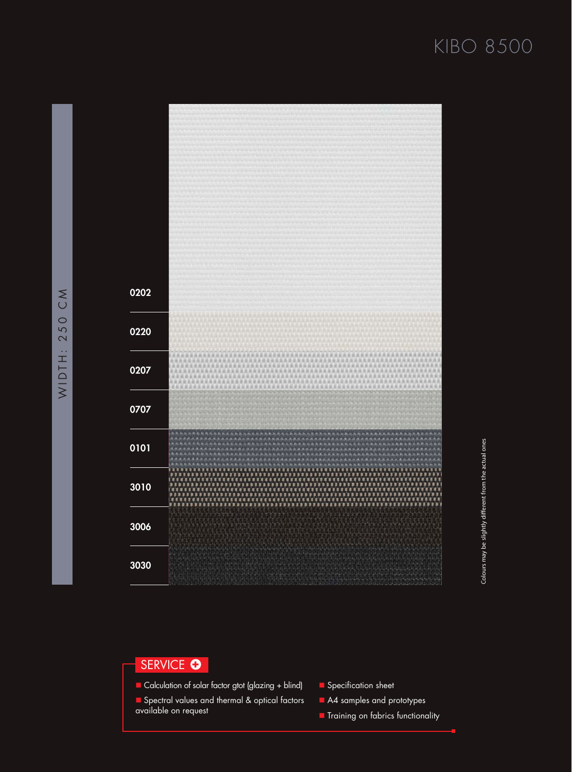# KIBO 8500

WIDTH: 250 CM

0202

0220

0207

0707

0101

3010

3006

3030

Colours may be slightly different from the actual ones

## SERVICE

- Calculation of solar factor gtot (glazing + blind)
- Spectral values and thermal & optical factors available on request
- Specification sheet
- A4 samples and prototypes
- Training on fabrics functionality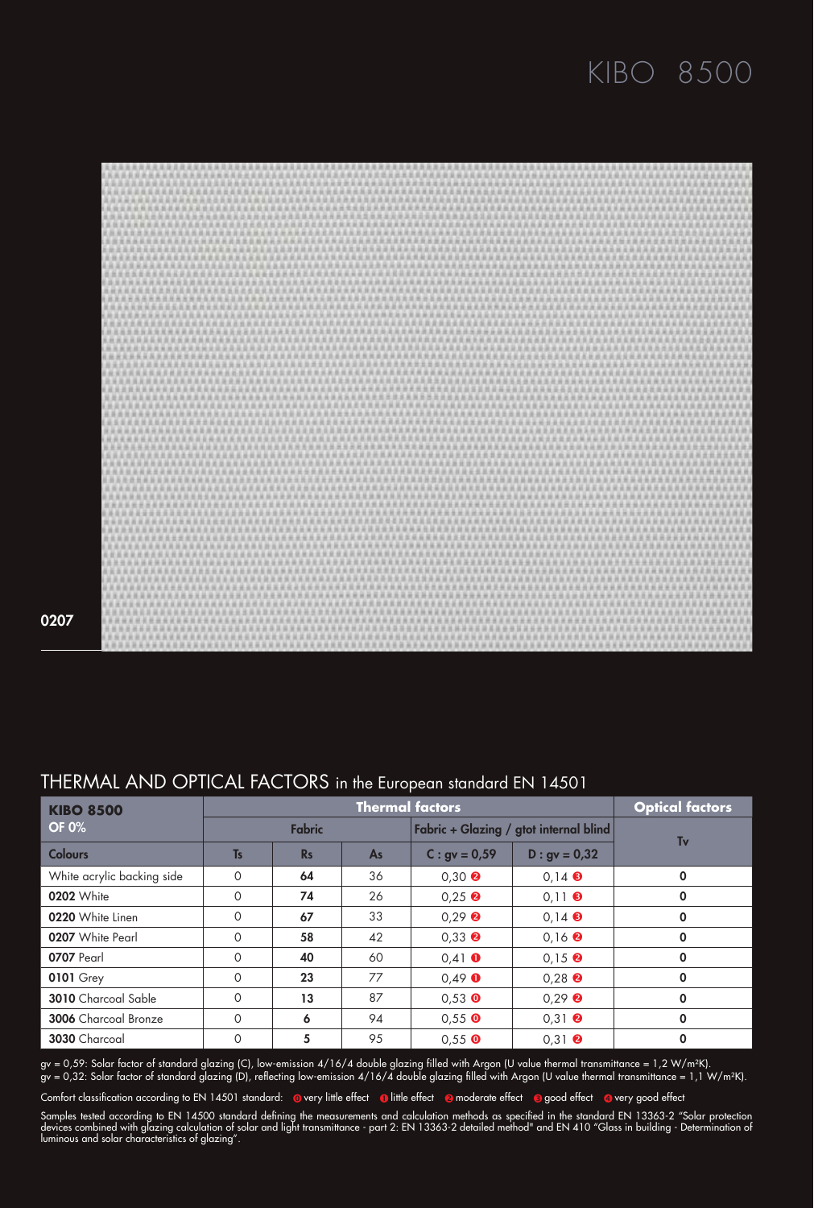# KIBO 8500

0207

## THERMAL AND OPTICAL FACTORS in the European standard EN 14501

| KIBO 8500 OF 0% | Thermal factors | | | | | Optical factors |
|---|---|---|---|---|---|---|
| | Fabric | | | Fabric + Glazing / gtot internal blind | | Tv |
| Colours | Ts | Rs | As | C : gv = 0,59 | D : gv = 0,32 | |
| White acrylic backing side | 0 | **64** | 36 | 0,30 ❷ | 0,14 ❸ | **0** |
| **0202** White | 0 | **74** | 26 | 0,25 ❷ | 0,11 ❸ | **0** |
| **0220** White Linen | 0 | **67** | 33 | 0,29 ❷ | 0,14 ❸ | **0** |
| **0207** White Pearl | 0 | **58** | 42 | 0,33 ❷ | 0,16 ❷ | **0** |
| **0707** Pearl | 0 | **40** | 60 | 0,41 ❶ | 0,15 ❷ | **0** |
| **0101** Grey | 0 | **23** | 77 | 0,49 ❶ | 0,28 ❷ | **0** |
| **3010** Charcoal Sable | 0 | **13** | 87 | 0,53 ⓿ | 0,29 ❷ | **0** |
| **3006** Charcoal Bronze | 0 | **6** | 94 | 0,55 ⓿ | 0,31 ❷ | **0** |
| **3030** Charcoal | 0 | **5** | 95 | 0,55 ⓿ | 0,31 ❷ | **0** |

gv = 0,59: Solar factor of standard glazing (C), low-emission 4/16/4 double glazing filled with Argon (U value thermal transmittance = 1,2 W/m²K).
gv = 0,32: Solar factor of standard glazing (D), reflecting low-emission 4/16/4 double glazing filled with Argon (U value thermal transmittance = 1,1 W/m²K).

Comfort classification according to EN 14501 standard: ⓿ very little effect ❶ little effect ❷ moderate effect ❸ good effect ❹ very good effect

Samples tested according to EN 14500 standard defining the measurements and calculation methods as specified in the standard EN 13363-2 "Solar protection devices combined with glazing calculation of solar and light transmittance - part 2: EN 13363-2 detailed method" and EN 410 "Glass in building - Determination of luminous and solar characteristics of glazing".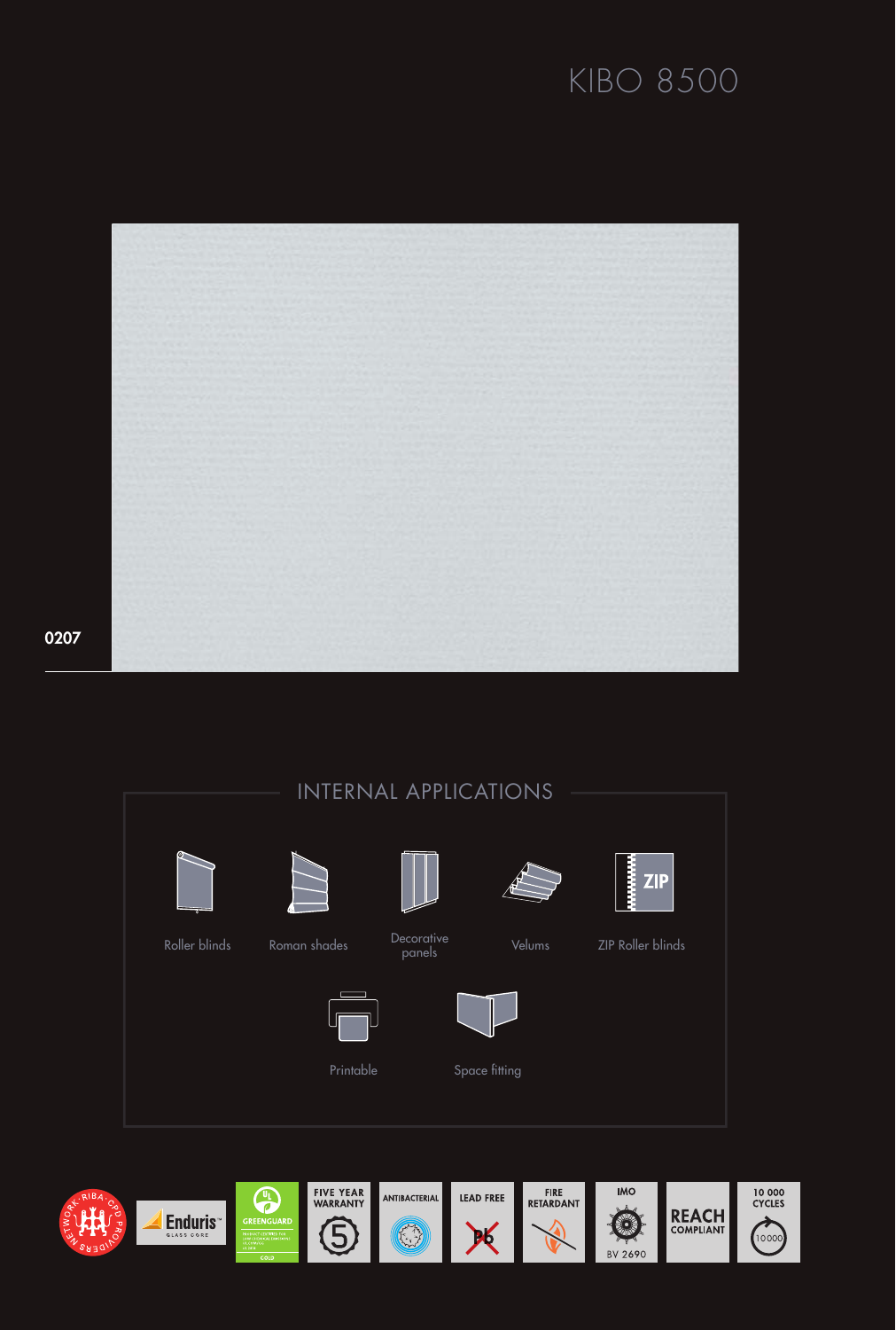# KIBO 8500

0207

## INTERNAL APPLICATIONS

- Roller blinds
- Roman shades
- Decorative panels
- Velums
- ZIP Roller blinds
- Printable
- Space fitting

FIVE YEAR WARRANTY

ANTIBACTERIAL

LEAD FREE

FIRE RETARDANT

IMO BV 2690

REACH COMPLIANT

10 000 CYCLES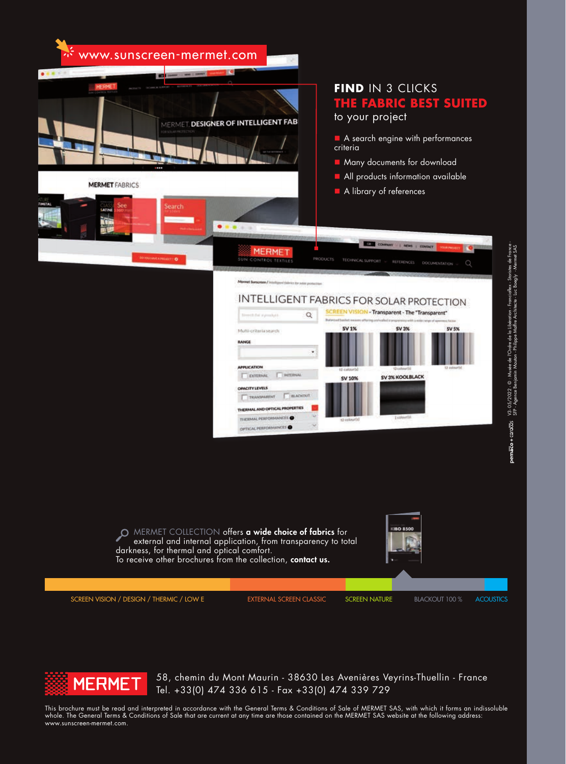www.sunscreen-mermet.com

## **FIND** IN 3 CLICKS **THE FABRIC BEST SUITED** to your project

- A search engine with performances criteria
- Many documents for download
- All products information available
- A library of references

V3- 05/2022 - © : Musée de l'Ordre de la Libération - Franciaflex - Storistes de France - SFP - Agence Benjamin Mouton - Philippe Maffre Architecte - Luc Boegly - Mermet SAS

pemaco + caractus

MERMET COLLECTION offers **a wide choice of fabrics** for external and internal application, from transparency to total darkness, for thermal and optical comfort.
To receive other brochures from the collection, **contact us.**

SCREEN VISION / DESIGN / THERMIC / LOW E | EXTERNAL SCREEN CLASSIC | SCREEN NATURE | BLACKOUT 100 % | ACOUSTICS

MERMET

58, chemin du Mont Maurin - 38630 Les Avenières Veyrins-Thuellin - France
Tel. +33(0) 474 336 615 - Fax +33(0) 474 339 729

This brochure must be read and interpreted in accordance with the General Terms & Conditions of Sale of MERMET SAS, with which it forms an indissoluble whole. The General Terms & Conditions of Sale that are current at any time are those contained on the MERMET SAS website at the following address: www.sunscreen-mermet.com.